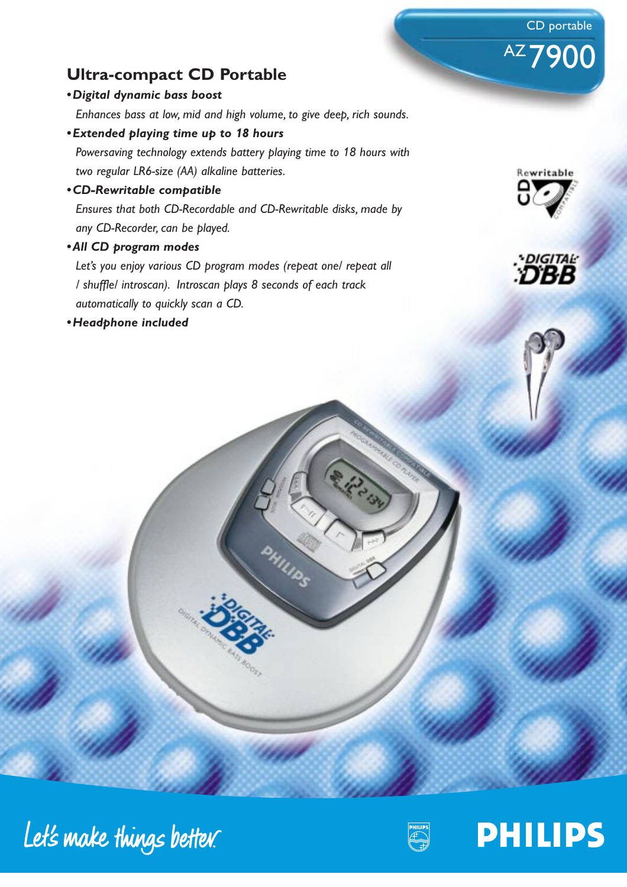CD portable

AZ 7900

## Ultra-compact CD Portable

- ***Digital dynamic bass boost***

  *Enhances bass at low, mid and high volume, to give deep, rich sounds.*

- ***Extended playing time up to 18 hours***

  *Powersaving technology extends battery playing time to 18 hours with two regular LR6-size (AA) alkaline batteries.*

- ***CD-Rewritable compatible***

  *Ensures that both CD-Recordable and CD-Rewritable disks, made by any CD-Recorder, can be played.*

- ***All CD program modes***

  *Let's you enjoy various CD program modes (repeat one/ repeat all / shuffle/ introscan). Introscan plays 8 seconds of each track automatically to quickly scan a CD.*

- ***Headphone included***

Let's make things better.

PHILIPS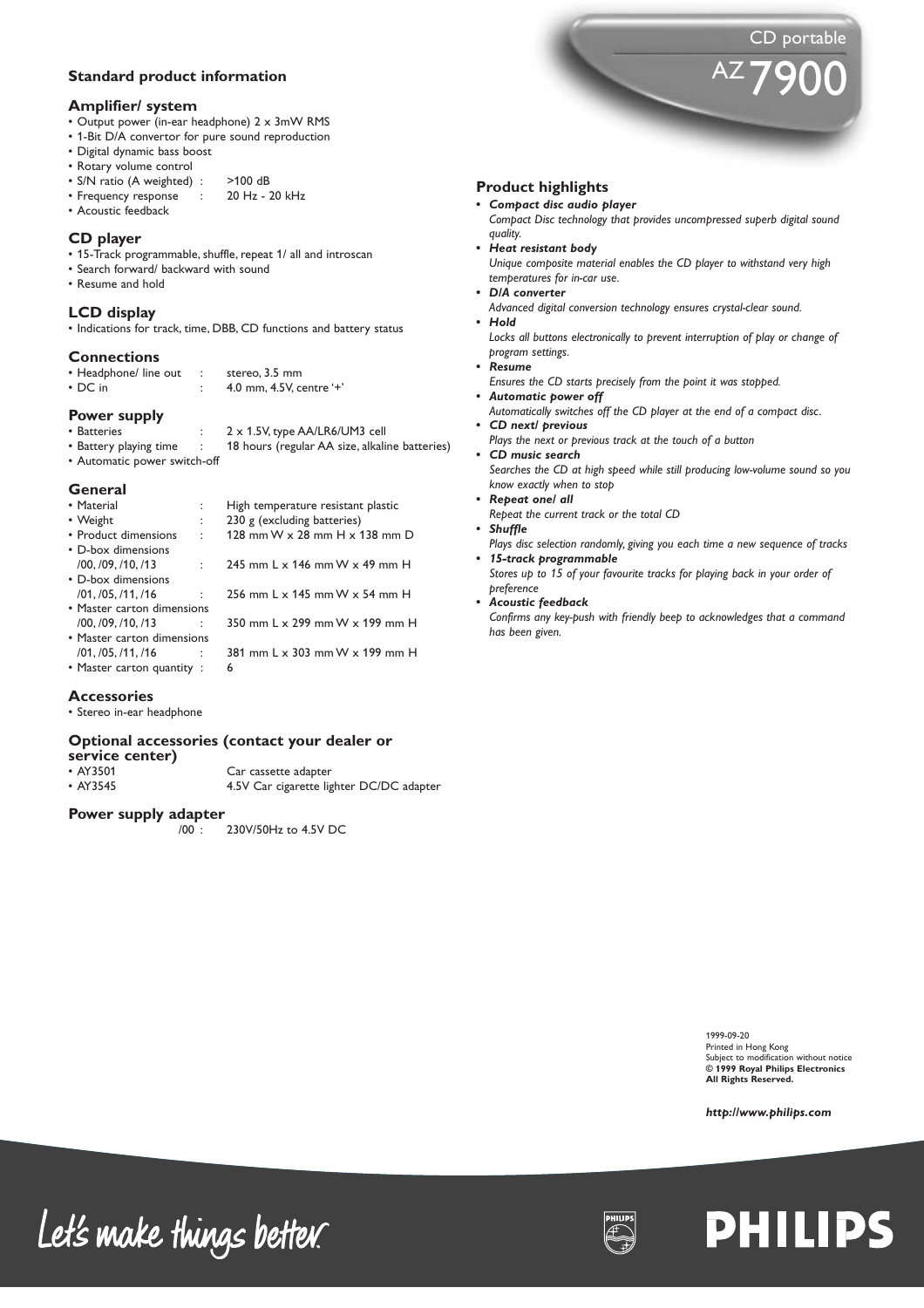CD portable

AZ 7900

## Standard product information

### Amplifier/ system

- Output power (in-ear headphone) 2 x 3mW RMS
- 1-Bit D/A convertor for pure sound reproduction
- Digital dynamic bass boost
- Rotary volume control
- S/N ratio (A weighted) : >100 dB
- Frequency response : 20 Hz - 20 kHz
- Acoustic feedback

### CD player

- 15-Track programmable, shuffle, repeat 1/ all and introscan
- Search forward/ backward with sound
- Resume and hold

### LCD display

- Indications for track, time, DBB, CD functions and battery status

### Connections

- Headphone/ line out : stereo, 3.5 mm
- DC in : 4.0 mm, 4.5V, centre '+'

### Power supply

- Batteries : 2 x 1.5V, type AA/LR6/UM3 cell
- Battery playing time : 18 hours (regular AA size, alkaline batteries)
- Automatic power switch-off

### General

- Material : High temperature resistant plastic
- Weight : 230 g (excluding batteries)
- Product dimensions : 128 mm W x 28 mm H x 138 mm D
- D-box dimensions /00, /09, /10, /13 : 245 mm L x 146 mm W x 49 mm H
- D-box dimensions /01, /05, /11, /16 : 256 mm L x 145 mm W x 54 mm H
- Master carton dimensions /00, /09, /10, /13 : 350 mm L x 299 mm W x 199 mm H
- Master carton dimensions /01, /05, /11, /16 : 381 mm L x 303 mm W x 199 mm H
- Master carton quantity : 6

### Accessories

- Stereo in-ear headphone

### Optional accessories (contact your dealer or service center)

- AY3501 Car cassette adapter
- AY3545 4.5V Car cigarette lighter DC/DC adapter

### Power supply adapter

/00 : 230V/50Hz to 4.5V DC

## Product highlights

- ***Compact disc audio player***
  *Compact Disc technology that provides uncompressed superb digital sound quality.*
- ***Heat resistant body***
  *Unique composite material enables the CD player to withstand very high temperatures for in-car use.*
- ***D/A converter***
  *Advanced digital conversion technology ensures crystal-clear sound.*
- ***Hold***
  *Locks all buttons electronically to prevent interruption of play or change of program settings.*
- ***Resume***
  *Ensures the CD starts precisely from the point it was stopped.*
- ***Automatic power off***
  *Automatically switches off the CD player at the end of a compact disc.*
- ***CD next/ previous***
  *Plays the next or previous track at the touch of a button*
- ***CD music search***
  *Searches the CD at high speed while still producing low-volume sound so you know exactly when to stop*
- ***Repeat one/ all***
  *Repeat the current track or the total CD*
- ***Shuffle***
  *Plays disc selection randomly, giving you each time a new sequence of tracks*
- ***15-track programmable***
  *Stores up to 15 of your favourite tracks for playing back in your order of preference*
- ***Acoustic feedback***
  *Confirms any key-push with friendly beep to acknowledges that a command has been given.*

1999-09-20
Printed in Hong Kong
Subject to modification without notice
**© 1999 Royal Philips Electronics**
**All Rights Reserved.**

***http://www.philips.com***

Let's make things better.

PHILIPS